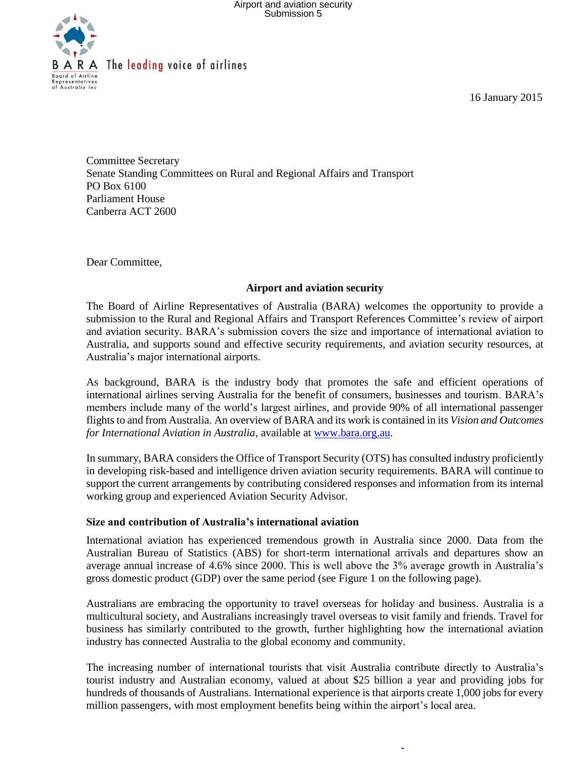16 January 2015

Committee Secretary
Senate Standing Committees on Rural and Regional Affairs and Transport
PO Box 6100
Parliament House
Canberra ACT 2600

Dear Committee,

**Airport and aviation security**

The Board of Airline Representatives of Australia (BARA) welcomes the opportunity to provide a submission to the Rural and Regional Affairs and Transport References Committee's review of airport and aviation security. BARA's submission covers the size and importance of international aviation to Australia, and supports sound and effective security requirements, and aviation security resources, at Australia's major international airports.

As background, BARA is the industry body that promotes the safe and efficient operations of international airlines serving Australia for the benefit of consumers, businesses and tourism. BARA's members include many of the world's largest airlines, and provide 90% of all international passenger flights to and from Australia. An overview of BARA and its work is contained in its *Vision and Outcomes for International Aviation in Australia*, available at www.bara.org.au.

In summary, BARA considers the Office of Transport Security (OTS) has consulted industry proficiently in developing risk-based and intelligence driven aviation security requirements. BARA will continue to support the current arrangements by contributing considered responses and information from its internal working group and experienced Aviation Security Advisor.

**Size and contribution of Australia's international aviation**

International aviation has experienced tremendous growth in Australia since 2000. Data from the Australian Bureau of Statistics (ABS) for short-term international arrivals and departures show an average annual increase of 4.6% since 2000. This is well above the 3% average growth in Australia's gross domestic product (GDP) over the same period (see Figure 1 on the following page).

Australians are embracing the opportunity to travel overseas for holiday and business. Australia is a multicultural society, and Australians increasingly travel overseas to visit family and friends. Travel for business has similarly contributed to the growth, further highlighting how the international aviation industry has connected Australia to the global economy and community.

The increasing number of international tourists that visit Australia contribute directly to Australia's tourist industry and Australian economy, valued at about $25 billion a year and providing jobs for hundreds of thousands of Australians. International experience is that airports create 1,000 jobs for every million passengers, with most employment benefits being within the airport's local area.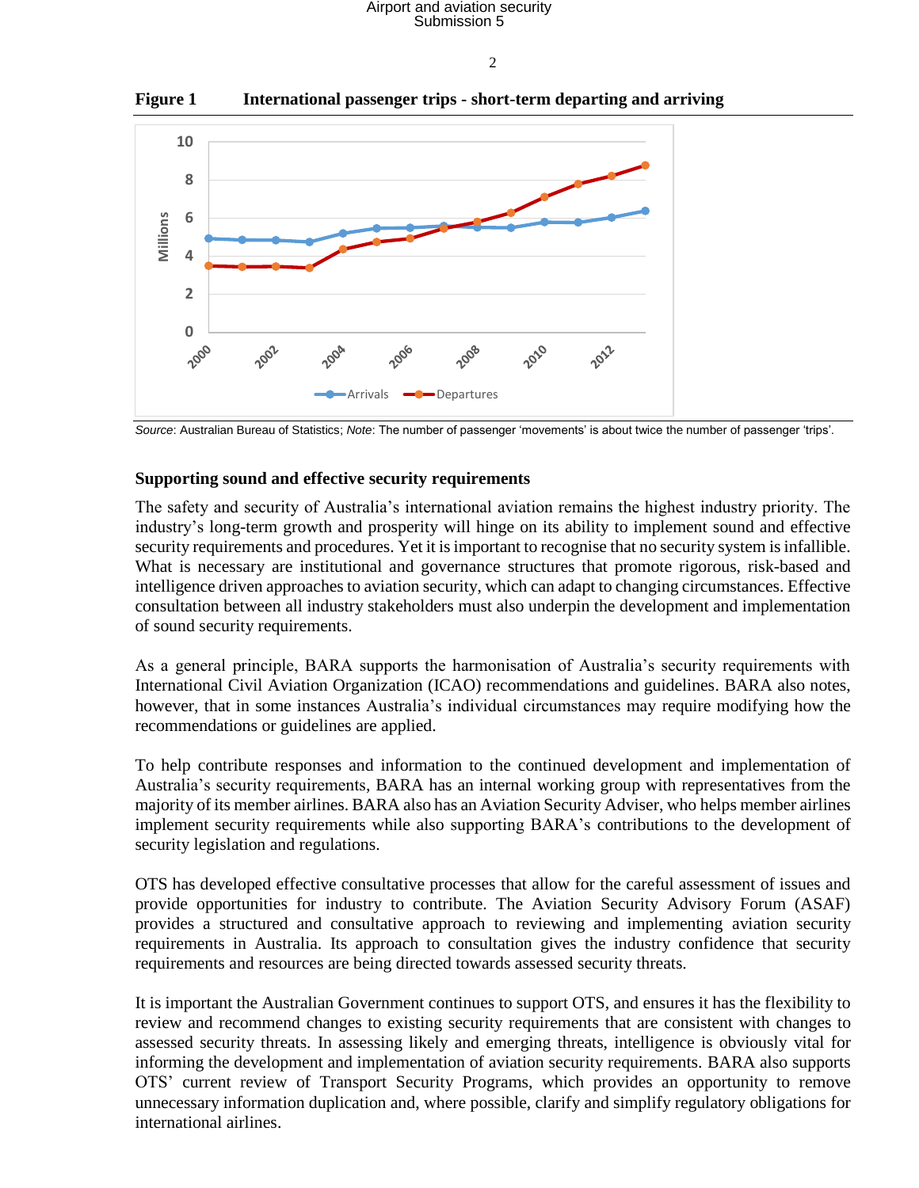**Figure 1 International passenger trips - short-term departing and arriving**

*Source*: Australian Bureau of Statistics; *Note*: The number of passenger 'movements' is about twice the number of passenger 'trips'.

### Supporting sound and effective security requirements

The safety and security of Australia's international aviation remains the highest industry priority. The industry's long-term growth and prosperity will hinge on its ability to implement sound and effective security requirements and procedures. Yet it is important to recognise that no security system is infallible. What is necessary are institutional and governance structures that promote rigorous, risk-based and intelligence driven approaches to aviation security, which can adapt to changing circumstances. Effective consultation between all industry stakeholders must also underpin the development and implementation of sound security requirements.

As a general principle, BARA supports the harmonisation of Australia's security requirements with International Civil Aviation Organization (ICAO) recommendations and guidelines. BARA also notes, however, that in some instances Australia's individual circumstances may require modifying how the recommendations or guidelines are applied.

To help contribute responses and information to the continued development and implementation of Australia's security requirements, BARA has an internal working group with representatives from the majority of its member airlines. BARA also has an Aviation Security Adviser, who helps member airlines implement security requirements while also supporting BARA's contributions to the development of security legislation and regulations.

OTS has developed effective consultative processes that allow for the careful assessment of issues and provide opportunities for industry to contribute. The Aviation Security Advisory Forum (ASAF) provides a structured and consultative approach to reviewing and implementing aviation security requirements in Australia. Its approach to consultation gives the industry confidence that security requirements and resources are being directed towards assessed security threats.

It is important the Australian Government continues to support OTS, and ensures it has the flexibility to review and recommend changes to existing security requirements that are consistent with changes to assessed security threats. In assessing likely and emerging threats, intelligence is obviously vital for informing the development and implementation of aviation security requirements. BARA also supports OTS' current review of Transport Security Programs, which provides an opportunity to remove unnecessary information duplication and, where possible, clarify and simplify regulatory obligations for international airlines.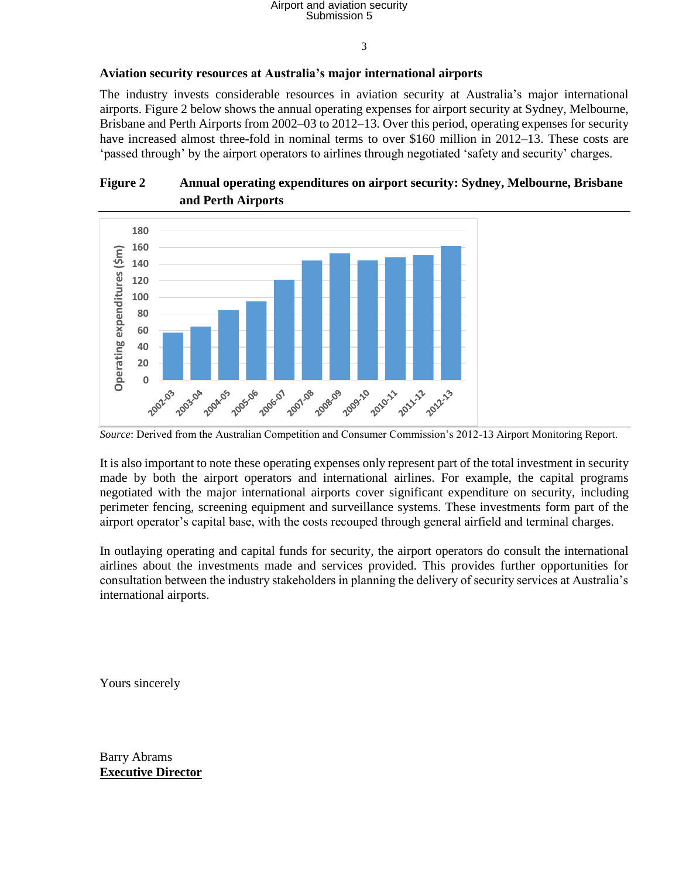**Aviation security resources at Australia's major international airports**

The industry invests considerable resources in aviation security at Australia's major international airports. Figure 2 below shows the annual operating expenses for airport security at Sydney, Melbourne, Brisbane and Perth Airports from 2002–03 to 2012–13. Over this period, operating expenses for security have increased almost three-fold in nominal terms to over $160 million in 2012–13. These costs are 'passed through' by the airport operators to airlines through negotiated 'safety and security' charges.

**Figure 2 Annual operating expenditures on airport security: Sydney, Melbourne, Brisbane and Perth Airports**

Operating expenditures ($m)

180
160
140
120
100
80
60
40
20
0

2002-03
2003-04
2004-05
2005-06
2006-07
2007-08
2008-09
2009-10
2010-11
2011-12
2012-13

*Source*: Derived from the Australian Competition and Consumer Commission's 2012-13 Airport Monitoring Report.

It is also important to note these operating expenses only represent part of the total investment in security made by both the airport operators and international airlines. For example, the capital programs negotiated with the major international airports cover significant expenditure on security, including perimeter fencing, screening equipment and surveillance systems. These investments form part of the airport operator's capital base, with the costs recouped through general airfield and terminal charges.

In outlaying operating and capital funds for security, the airport operators do consult the international airlines about the investments made and services provided. This provides further opportunities for consultation between the industry stakeholders in planning the delivery of security services at Australia's international airports.

Yours sincerely

Barry Abrams
**Executive Director**